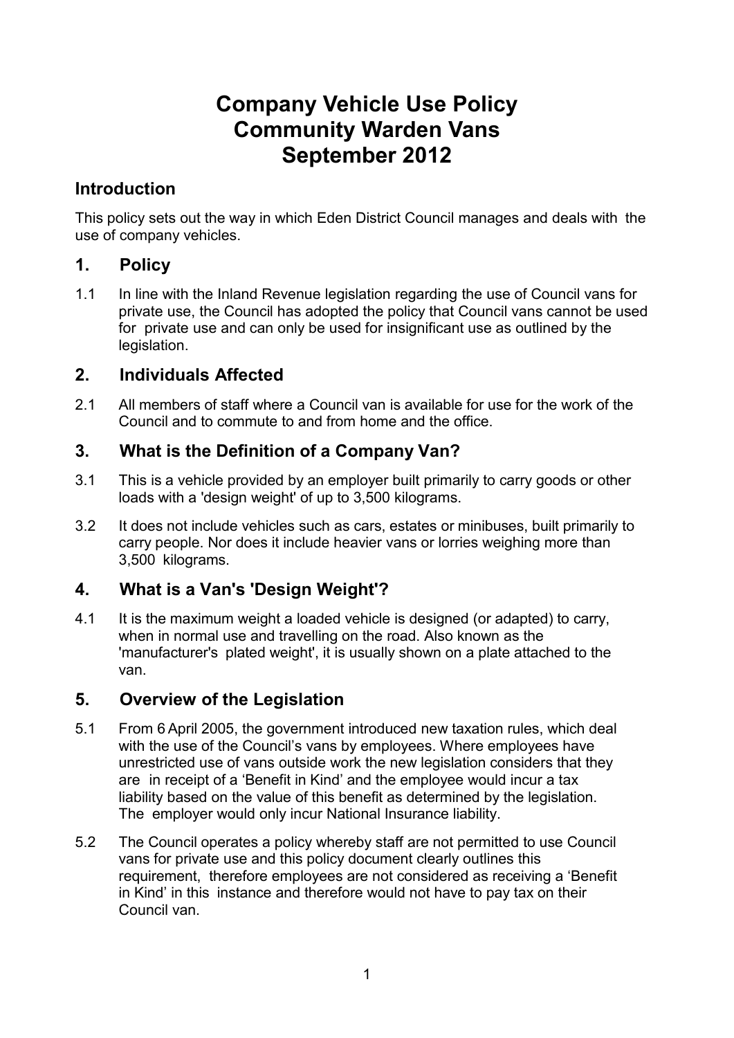# Company Vehicle Use Policy
# Community Warden Vans
# September 2012

## Introduction

This policy sets out the way in which Eden District Council manages and deals with the use of company vehicles.

## 1. Policy

1.1 In line with the Inland Revenue legislation regarding the use of Council vans for private use, the Council has adopted the policy that Council vans cannot be used for private use and can only be used for insignificant use as outlined by the legislation.

## 2. Individuals Affected

2.1 All members of staff where a Council van is available for use for the work of the Council and to commute to and from home and the office.

## 3. What is the Definition of a Company Van?

3.1 This is a vehicle provided by an employer built primarily to carry goods or other loads with a 'design weight' of up to 3,500 kilograms.

3.2 It does not include vehicles such as cars, estates or minibuses, built primarily to carry people. Nor does it include heavier vans or lorries weighing more than 3,500 kilograms.

## 4. What is a Van's 'Design Weight'?

4.1 It is the maximum weight a loaded vehicle is designed (or adapted) to carry, when in normal use and travelling on the road. Also known as the 'manufacturer's plated weight', it is usually shown on a plate attached to the van.

## 5. Overview of the Legislation

5.1 From 6 April 2005, the government introduced new taxation rules, which deal with the use of the Council's vans by employees. Where employees have unrestricted use of vans outside work the new legislation considers that they are in receipt of a 'Benefit in Kind' and the employee would incur a tax liability based on the value of this benefit as determined by the legislation. The employer would only incur National Insurance liability.

5.2 The Council operates a policy whereby staff are not permitted to use Council vans for private use and this policy document clearly outlines this requirement, therefore employees are not considered as receiving a 'Benefit in Kind' in this instance and therefore would not have to pay tax on their Council van.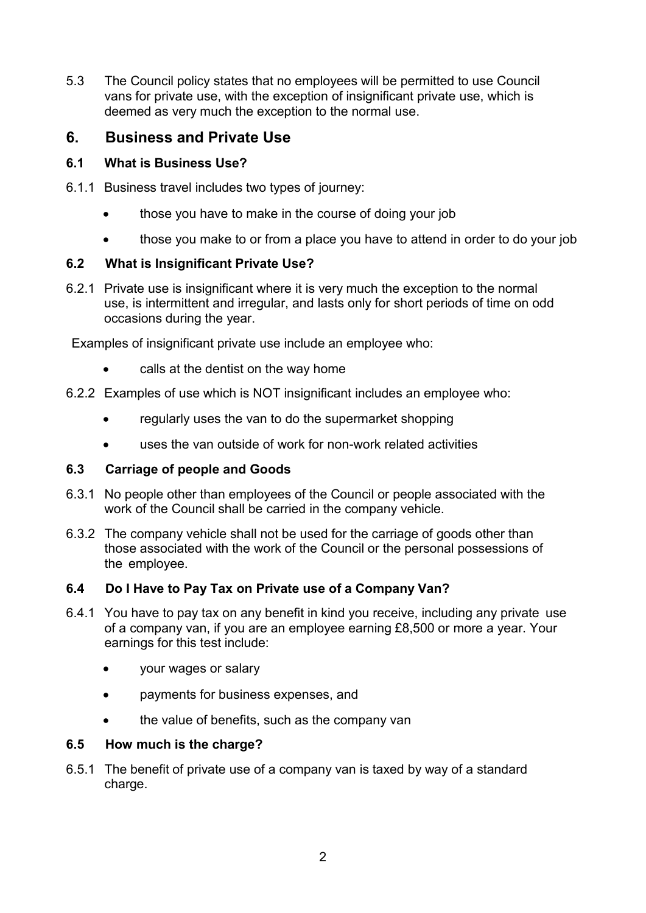5.3 The Council policy states that no employees will be permitted to use Council vans for private use, with the exception of insignificant private use, which is deemed as very much the exception to the normal use.

## 6. Business and Private Use

### 6.1 What is Business Use?

6.1.1 Business travel includes two types of journey:

- those you have to make in the course of doing your job
- those you make to or from a place you have to attend in order to do your job

### 6.2 What is Insignificant Private Use?

6.2.1 Private use is insignificant where it is very much the exception to the normal use, is intermittent and irregular, and lasts only for short periods of time on odd occasions during the year.

Examples of insignificant private use include an employee who:

- calls at the dentist on the way home

6.2.2 Examples of use which is NOT insignificant includes an employee who:

- regularly uses the van to do the supermarket shopping
- uses the van outside of work for non-work related activities

### 6.3 Carriage of people and Goods

6.3.1 No people other than employees of the Council or people associated with the work of the Council shall be carried in the company vehicle.

6.3.2 The company vehicle shall not be used for the carriage of goods other than those associated with the work of the Council or the personal possessions of the employee.

### 6.4 Do I Have to Pay Tax on Private use of a Company Van?

6.4.1 You have to pay tax on any benefit in kind you receive, including any private use of a company van, if you are an employee earning £8,500 or more a year. Your earnings for this test include:

- your wages or salary
- payments for business expenses, and
- the value of benefits, such as the company van

### 6.5 How much is the charge?

6.5.1 The benefit of private use of a company van is taxed by way of a standard charge.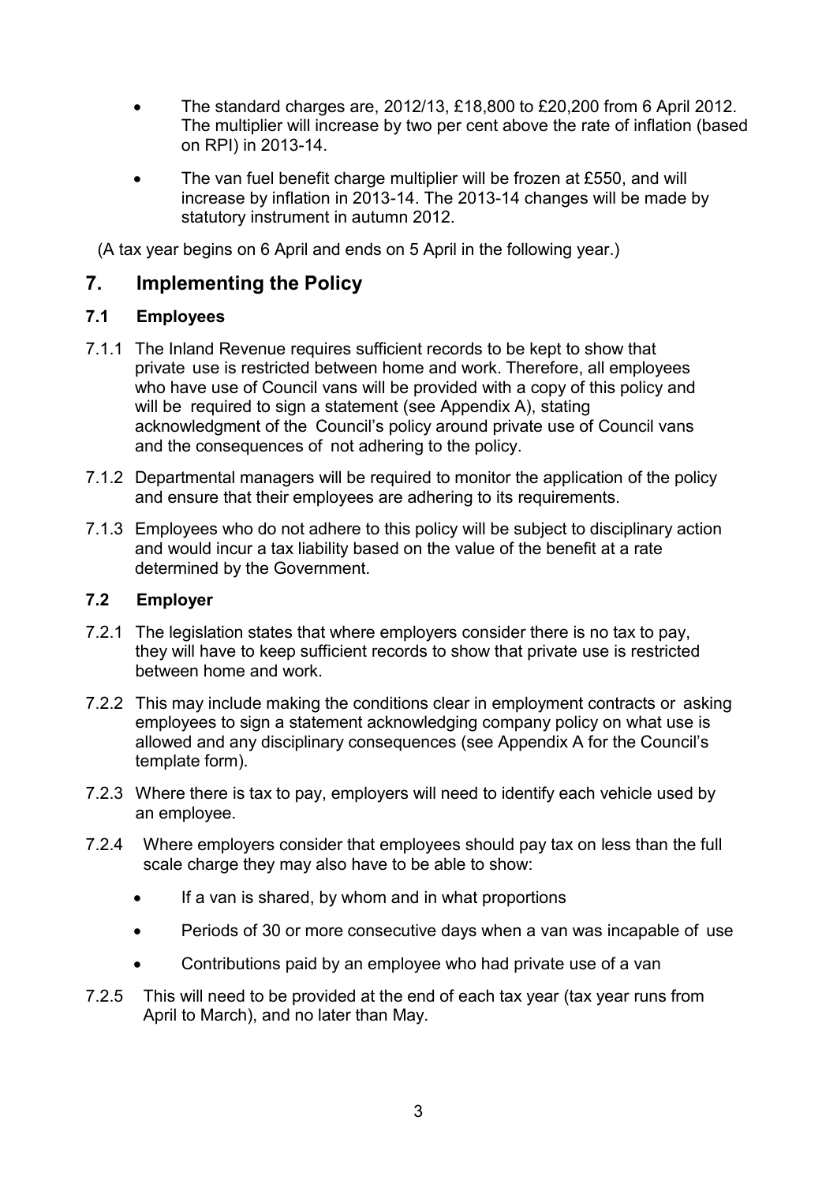- The standard charges are, 2012/13, £18,800 to £20,200 from 6 April 2012. The multiplier will increase by two per cent above the rate of inflation (based on RPI) in 2013-14.
- The van fuel benefit charge multiplier will be frozen at £550, and will increase by inflation in 2013-14. The 2013-14 changes will be made by statutory instrument in autumn 2012.

(A tax year begins on 6 April and ends on 5 April in the following year.)

## 7. Implementing the Policy

### 7.1 Employees

7.1.1 The Inland Revenue requires sufficient records to be kept to show that private use is restricted between home and work. Therefore, all employees who have use of Council vans will be provided with a copy of this policy and will be required to sign a statement (see Appendix A), stating acknowledgment of the Council's policy around private use of Council vans and the consequences of not adhering to the policy.

7.1.2 Departmental managers will be required to monitor the application of the policy and ensure that their employees are adhering to its requirements.

7.1.3 Employees who do not adhere to this policy will be subject to disciplinary action and would incur a tax liability based on the value of the benefit at a rate determined by the Government.

### 7.2 Employer

7.2.1 The legislation states that where employers consider there is no tax to pay, they will have to keep sufficient records to show that private use is restricted between home and work.

7.2.2 This may include making the conditions clear in employment contracts or asking employees to sign a statement acknowledging company policy on what use is allowed and any disciplinary consequences (see Appendix A for the Council's template form).

7.2.3 Where there is tax to pay, employers will need to identify each vehicle used by an employee.

7.2.4 Where employers consider that employees should pay tax on less than the full scale charge they may also have to be able to show:

- If a van is shared, by whom and in what proportions
- Periods of 30 or more consecutive days when a van was incapable of use
- Contributions paid by an employee who had private use of a van

7.2.5 This will need to be provided at the end of each tax year (tax year runs from April to March), and no later than May.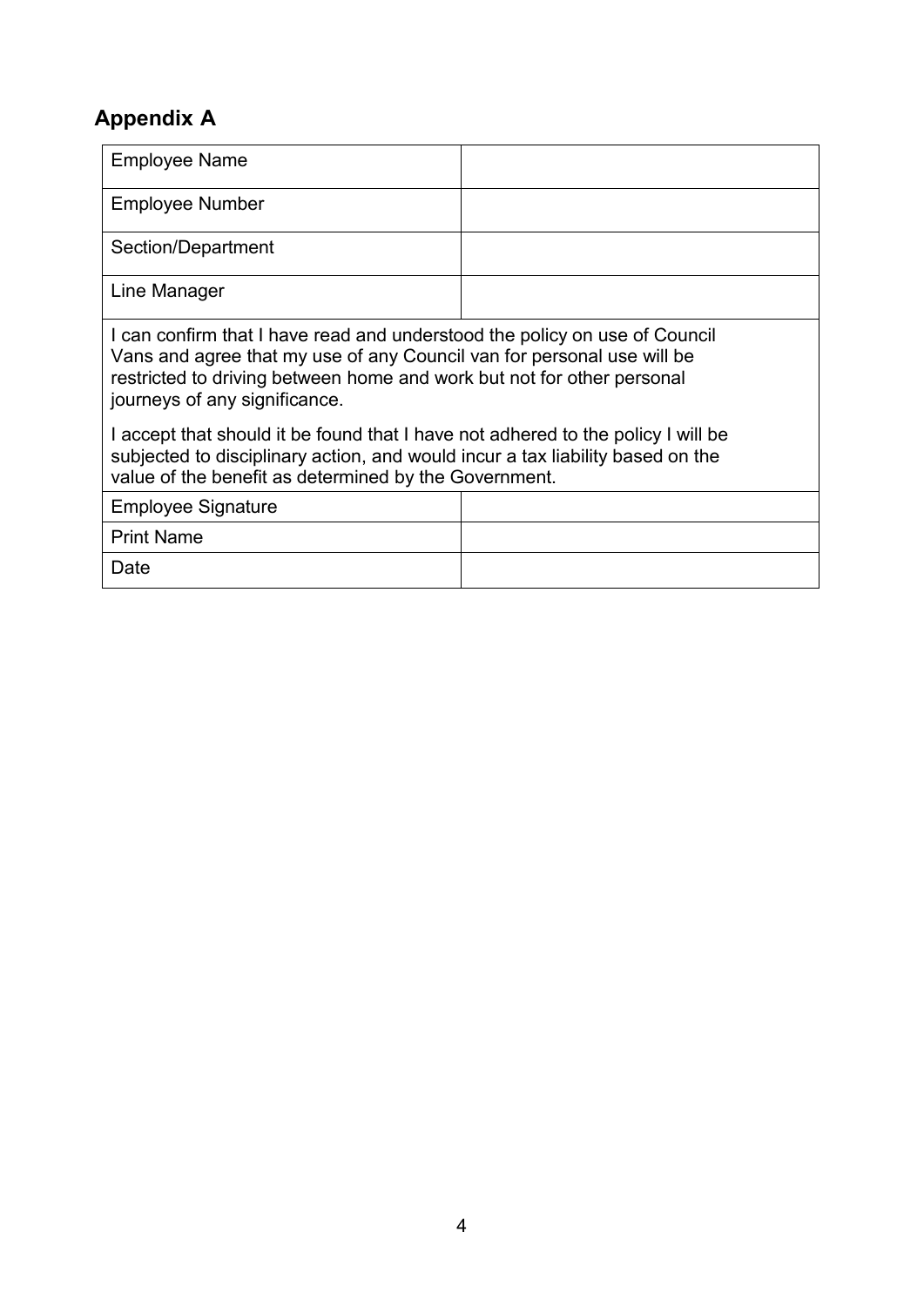## Appendix A

| | |
|---|---|
| Employee Name | |
| Employee Number | |
| Section/Department | |
| Line Manager | |

I can confirm that I have read and understood the policy on use of Council Vans and agree that my use of any Council van for personal use will be restricted to driving between home and work but not for other personal journeys of any significance.

I accept that should it be found that I have not adhered to the policy I will be subjected to disciplinary action, and would incur a tax liability based on the value of the benefit as determined by the Government.

| | |
|---|---|
| Employee Signature | |
| Print Name | |
| Date | |